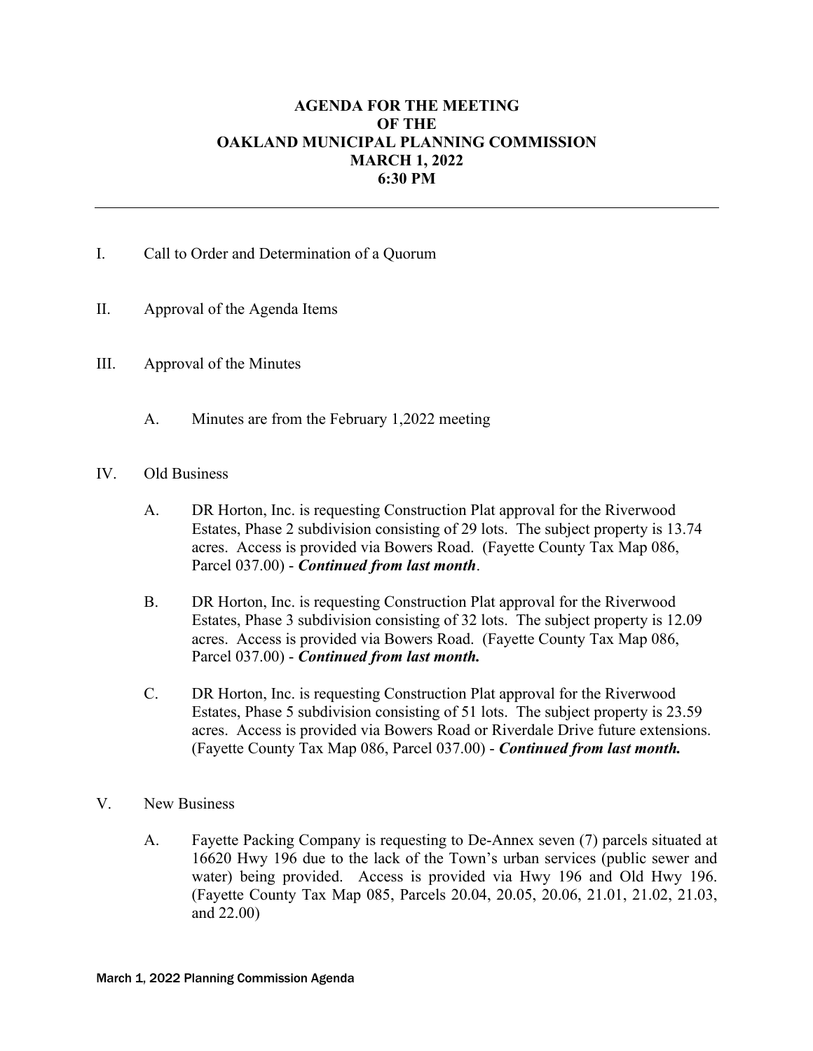# AGENDA FOR THE MEETING
# OF THE
# OAKLAND MUNICIPAL PLANNING COMMISSION
# MARCH 1, 2022
# 6:30 PM

---

I. Call to Order and Determination of a Quorum

II. Approval of the Agenda Items

III. Approval of the Minutes

   A. Minutes are from the February 1,2022 meeting

IV. Old Business

   A. DR Horton, Inc. is requesting Construction Plat approval for the Riverwood Estates, Phase 2 subdivision consisting of 29 lots. The subject property is 13.74 acres. Access is provided via Bowers Road. (Fayette County Tax Map 086, Parcel 037.00) - ***Continued from last month***.

   B. DR Horton, Inc. is requesting Construction Plat approval for the Riverwood Estates, Phase 3 subdivision consisting of 32 lots. The subject property is 12.09 acres. Access is provided via Bowers Road. (Fayette County Tax Map 086, Parcel 037.00) - ***Continued from last month.***

   C. DR Horton, Inc. is requesting Construction Plat approval for the Riverwood Estates, Phase 5 subdivision consisting of 51 lots. The subject property is 23.59 acres. Access is provided via Bowers Road or Riverdale Drive future extensions. (Fayette County Tax Map 086, Parcel 037.00) - ***Continued from last month.***

V. New Business

   A. Fayette Packing Company is requesting to De-Annex seven (7) parcels situated at 16620 Hwy 196 due to the lack of the Town's urban services (public sewer and water) being provided. Access is provided via Hwy 196 and Old Hwy 196. (Fayette County Tax Map 085, Parcels 20.04, 20.05, 20.06, 21.01, 21.02, 21.03, and 22.00)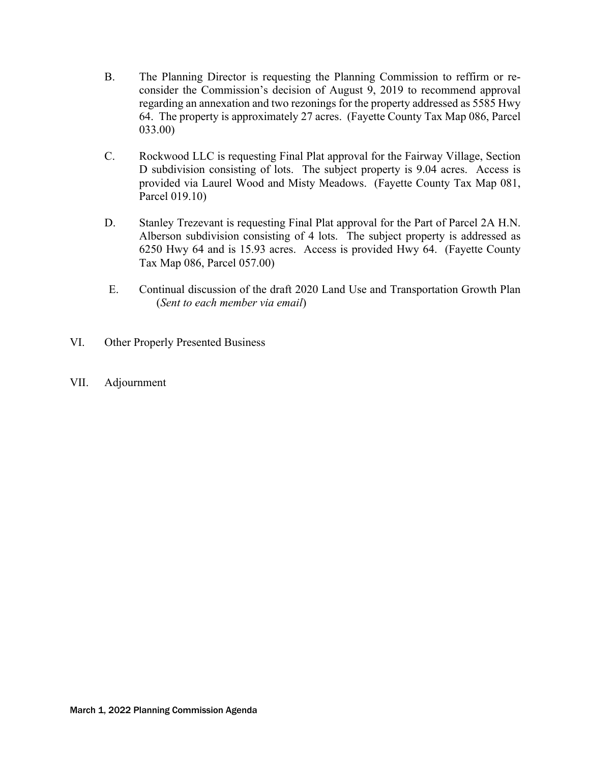B. The Planning Director is requesting the Planning Commission to reffirm or re-consider the Commission's decision of August 9, 2019 to recommend approval regarding an annexation and two rezonings for the property addressed as 5585 Hwy 64. The property is approximately 27 acres. (Fayette County Tax Map 086, Parcel 033.00)

C. Rockwood LLC is requesting Final Plat approval for the Fairway Village, Section D subdivision consisting of lots. The subject property is 9.04 acres. Access is provided via Laurel Wood and Misty Meadows. (Fayette County Tax Map 081, Parcel 019.10)

D. Stanley Trezevant is requesting Final Plat approval for the Part of Parcel 2A H.N. Alberson subdivision consisting of 4 lots. The subject property is addressed as 6250 Hwy 64 and is 15.93 acres. Access is provided Hwy 64. (Fayette County Tax Map 086, Parcel 057.00)

E. Continual discussion of the draft 2020 Land Use and Transportation Growth Plan (*Sent to each member via email*)

VI. Other Properly Presented Business

VII. Adjournment